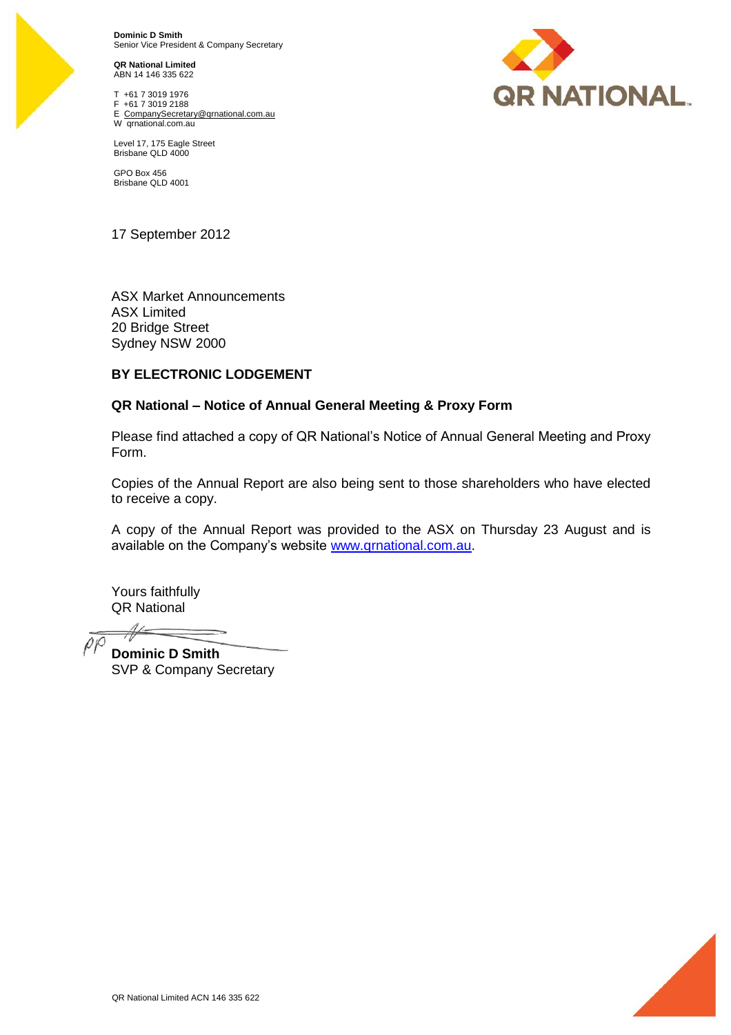**Dominic D Smith**
Senior Vice President & Company Secretary

**QR National Limited**
ABN 14 146 335 622

T +61 7 3019 1976
F +61 7 3019 2188
E CompanySecretary@qrnational.com.au
W qrnational.com.au

Level 17, 175 Eagle Street
Brisbane QLD 4000

GPO Box 456
Brisbane QLD 4001

17 September 2012

ASX Market Announcements
ASX Limited
20 Bridge Street
Sydney NSW 2000

**BY ELECTRONIC LODGEMENT**

**QR National – Notice of Annual General Meeting & Proxy Form**

Please find attached a copy of QR National's Notice of Annual General Meeting and Proxy Form.

Copies of the Annual Report are also being sent to those shareholders who have elected to receive a copy.

A copy of the Annual Report was provided to the ASX on Thursday 23 August and is available on the Company's website www.qrnational.com.au.

Yours faithfully
QR National

pp

**Dominic D Smith**
SVP & Company Secretary

QR National Limited ACN 146 335 622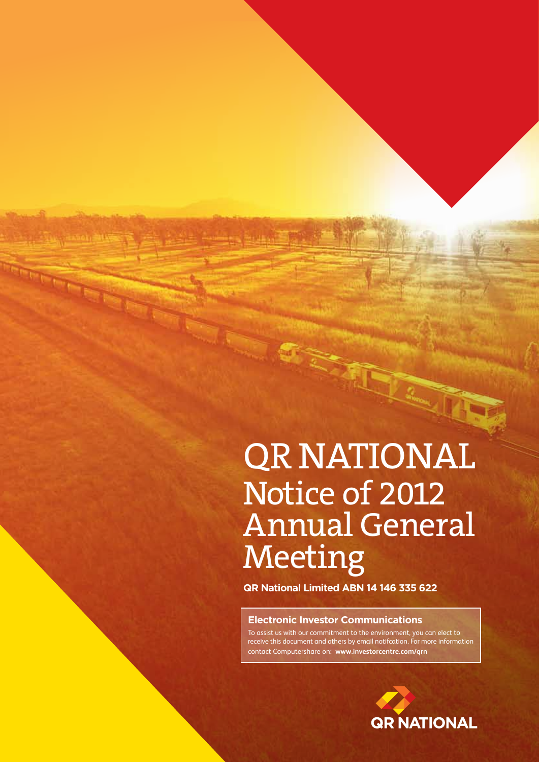# QR NATIONAL
## Notice of 2012 Annual General Meeting

**QR National Limited ABN 14 146 335 622**

### Electronic Investor Communications

To assist us with our commitment to the environment, you can elect to receive this document and others by email notifcation. For more information contact Computershare on: **www.investorcentre.com/qrn**

QR NATIONAL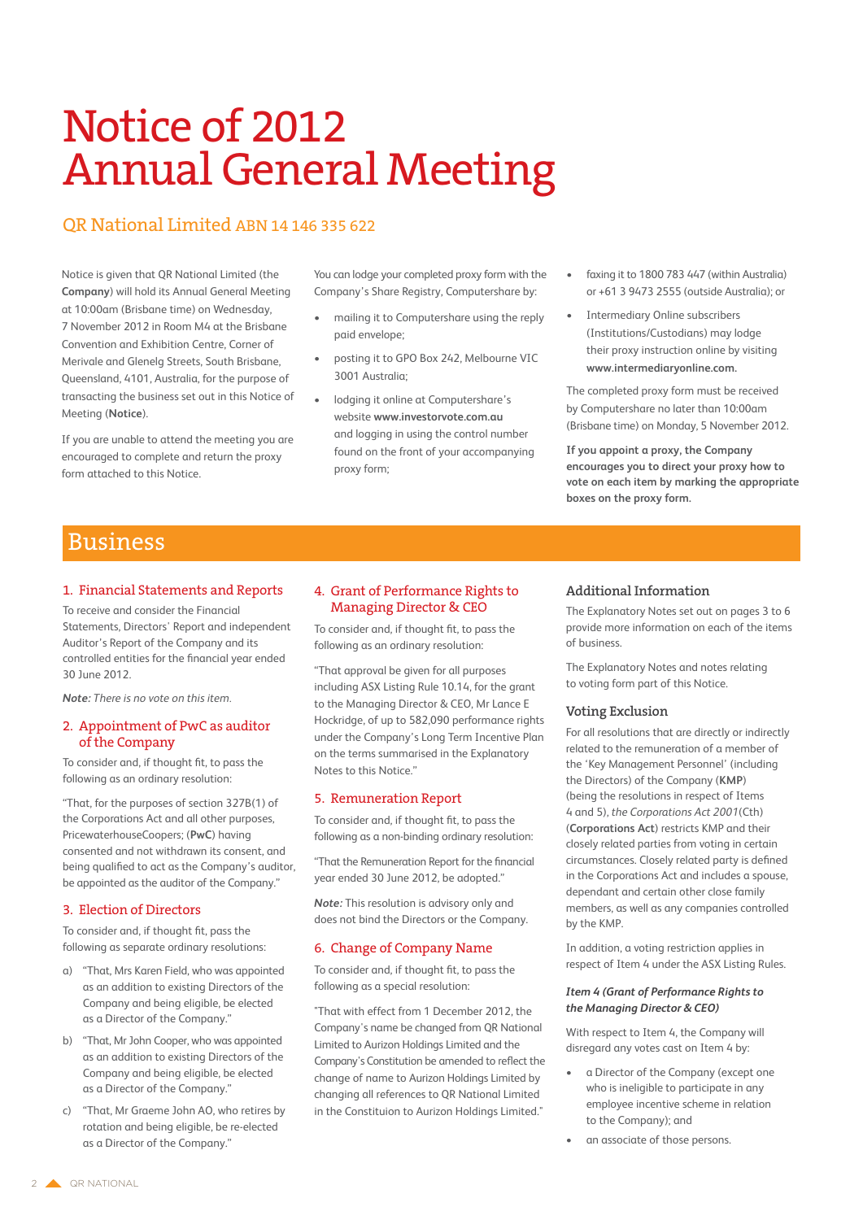# Notice of 2012 Annual General Meeting

## QR National Limited ABN 14 146 335 622

Notice is given that QR National Limited (the **Company**) will hold its Annual General Meeting at 10:00am (Brisbane time) on Wednesday, 7 November 2012 in Room M4 at the Brisbane Convention and Exhibition Centre, Corner of Merivale and Glenelg Streets, South Brisbane, Queensland, 4101, Australia, for the purpose of transacting the business set out in this Notice of Meeting (**Notice**).

If you are unable to attend the meeting you are encouraged to complete and return the proxy form attached to this Notice.

You can lodge your completed proxy form with the Company's Share Registry, Computershare by:

- mailing it to Computershare using the reply paid envelope;
- posting it to GPO Box 242, Melbourne VIC 3001 Australia;
- lodging it online at Computershare's website **www.investorvote.com.au** and logging in using the control number found on the front of your accompanying proxy form;
- faxing it to 1800 783 447 (within Australia) or +61 3 9473 2555 (outside Australia); or
- Intermediary Online subscribers (Institutions/Custodians) may lodge their proxy instruction online by visiting **www.intermediaryonline.com**.

The completed proxy form must be received by Computershare no later than 10:00am (Brisbane time) on Monday, 5 November 2012.

**If you appoint a proxy, the Company encourages you to direct your proxy how to vote on each item by marking the appropriate boxes on the proxy form.**

## Business

### 1. Financial Statements and Reports

To receive and consider the Financial Statements, Directors' Report and independent Auditor's Report of the Company and its controlled entities for the financial year ended 30 June 2012.

***Note:** There is no vote on this item.*

### 2. Appointment of PwC as auditor of the Company

To consider and, if thought fit, to pass the following as an ordinary resolution:

"That, for the purposes of section 327B(1) of the Corporations Act and all other purposes, PricewaterhouseCoopers; (**PwC**) having consented and not withdrawn its consent, and being qualified to act as the Company's auditor, be appointed as the auditor of the Company."

### 3. Election of Directors

To consider and, if thought fit, pass the following as separate ordinary resolutions:

a) "That, Mrs Karen Field, who was appointed as an addition to existing Directors of the Company and being eligible, be elected as a Director of the Company."

b) "That, Mr John Cooper, who was appointed as an addition to existing Directors of the Company and being eligible, be elected as a Director of the Company."

c) "That, Mr Graeme John AO, who retires by rotation and being eligible, be re-elected as a Director of the Company."

### 4. Grant of Performance Rights to Managing Director & CEO

To consider and, if thought fit, to pass the following as an ordinary resolution:

"That approval be given for all purposes including ASX Listing Rule 10.14, for the grant to the Managing Director & CEO, Mr Lance E Hockridge, of up to 582,090 performance rights under the Company's Long Term Incentive Plan on the terms summarised in the Explanatory Notes to this Notice."

### 5. Remuneration Report

To consider and, if thought fit, to pass the following as a non-binding ordinary resolution:

"That the Remuneration Report for the financial year ended 30 June 2012, be adopted."

***Note:*** This resolution is advisory only and does not bind the Directors or the Company.

### 6. Change of Company Name

To consider and, if thought fit, to pass the following as a special resolution:

"That with effect from 1 December 2012, the Company's name be changed from QR National Limited to Aurizon Holdings Limited and the Company's Constitution be amended to reflect the change of name to Aurizon Holdings Limited by changing all references to QR National Limited in the Constituion to Aurizon Holdings Limited."

### Additional Information

The Explanatory Notes set out on pages 3 to 6 provide more information on each of the items of business.

The Explanatory Notes and notes relating to voting form part of this Notice.

### Voting Exclusion

For all resolutions that are directly or indirectly related to the remuneration of a member of the 'Key Management Personnel' (including the Directors) of the Company (**KMP**) (being the resolutions in respect of Items 4 and 5), *the Corporations Act 2001*(Cth) (**Corporations Act**) restricts KMP and their closely related parties from voting in certain circumstances. Closely related party is defined in the Corporations Act and includes a spouse, dependant and certain other close family members, as well as any companies controlled by the KMP.

In addition, a voting restriction applies in respect of Item 4 under the ASX Listing Rules.

***Item 4 (Grant of Performance Rights to the Managing Director & CEO)***

With respect to Item 4, the Company will disregard any votes cast on Item 4 by:

- a Director of the Company (except one who is ineligible to participate in any employee incentive scheme in relation to the Company); and
- an associate of those persons.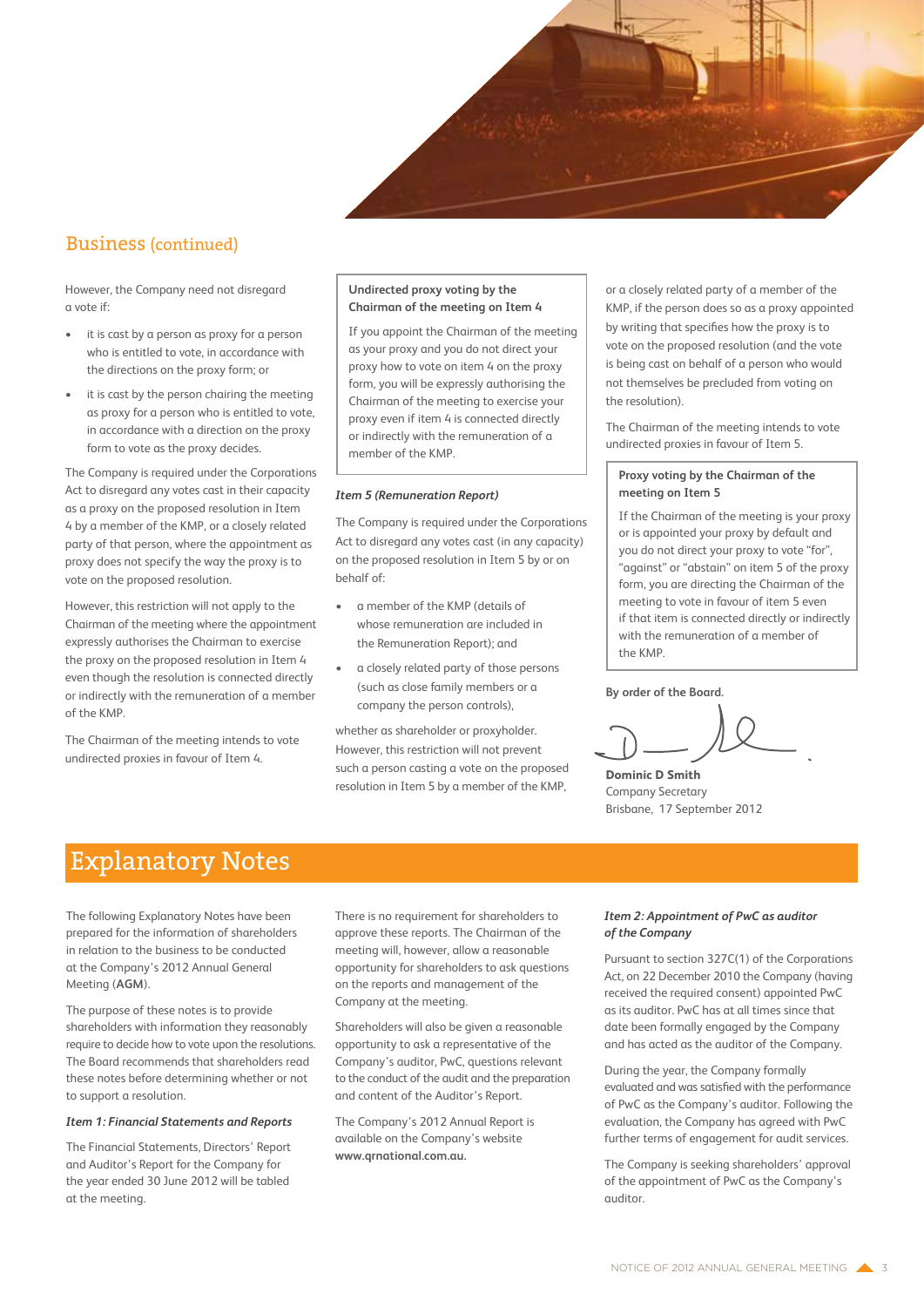## Business (continued)

However, the Company need not disregard a vote if:

- it is cast by a person as proxy for a person who is entitled to vote, in accordance with the directions on the proxy form; or
- it is cast by the person chairing the meeting as proxy for a person who is entitled to vote, in accordance with a direction on the proxy form to vote as the proxy decides.

The Company is required under the Corporations Act to disregard any votes cast in their capacity as a proxy on the proposed resolution in Item 4 by a member of the KMP, or a closely related party of that person, where the appointment as proxy does not specify the way the proxy is to vote on the proposed resolution.

However, this restriction will not apply to the Chairman of the meeting where the appointment expressly authorises the Chairman to exercise the proxy on the proposed resolution in Item 4 even though the resolution is connected directly or indirectly with the remuneration of a member of the KMP.

The Chairman of the meeting intends to vote undirected proxies in favour of Item 4.

**Undirected proxy voting by the Chairman of the meeting on Item 4**

If you appoint the Chairman of the meeting as your proxy and you do not direct your proxy how to vote on item 4 on the proxy form, you will be expressly authorising the Chairman of the meeting to exercise your proxy even if item 4 is connected directly or indirectly with the remuneration of a member of the KMP.

***Item 5 (Remuneration Report)***

The Company is required under the Corporations Act to disregard any votes cast (in any capacity) on the proposed resolution in Item 5 by or on behalf of:

- a member of the KMP (details of whose remuneration are included in the Remuneration Report); and
- a closely related party of those persons (such as close family members or a company the person controls),

whether as shareholder or proxyholder. However, this restriction will not prevent such a person casting a vote on the proposed resolution in Item 5 by a member of the KMP, or a closely related party of a member of the KMP, if the person does so as a proxy appointed by writing that specifies how the proxy is to vote on the proposed resolution (and the vote is being cast on behalf of a person who would not themselves be precluded from voting on the resolution).

The Chairman of the meeting intends to vote undirected proxies in favour of Item 5.

**Proxy voting by the Chairman of the meeting on Item 5**

If the Chairman of the meeting is your proxy or is appointed your proxy by default and you do not direct your proxy to vote "for", "against" or "abstain" on item 5 of the proxy form, you are directing the Chairman of the meeting to vote in favour of item 5 even if that item is connected directly or indirectly with the remuneration of a member of the KMP.

**By order of the Board.**

**Dominic D Smith**
Company Secretary
Brisbane, 17 September 2012

# Explanatory Notes

The following Explanatory Notes have been prepared for the information of shareholders in relation to the business to be conducted at the Company's 2012 Annual General Meeting (**AGM**).

The purpose of these notes is to provide shareholders with information they reasonably require to decide how to vote upon the resolutions. The Board recommends that shareholders read these notes before determining whether or not to support a resolution.

***Item 1: Financial Statements and Reports***

The Financial Statements, Directors' Report and Auditor's Report for the Company for the year ended 30 June 2012 will be tabled at the meeting.

There is no requirement for shareholders to approve these reports. The Chairman of the meeting will, however, allow a reasonable opportunity for shareholders to ask questions on the reports and management of the Company at the meeting.

Shareholders will also be given a reasonable opportunity to ask a representative of the Company's auditor, PwC, questions relevant to the conduct of the audit and the preparation and content of the Auditor's Report.

The Company's 2012 Annual Report is available on the Company's website **www.qrnational.com.au.**

***Item 2: Appointment of PwC as auditor of the Company***

Pursuant to section 327C(1) of the Corporations Act, on 22 December 2010 the Company (having received the required consent) appointed PwC as its auditor. PwC has at all times since that date been formally engaged by the Company and has acted as the auditor of the Company.

During the year, the Company formally evaluated and was satisfied with the performance of PwC as the Company's auditor. Following the evaluation, the Company has agreed with PwC further terms of engagement for audit services.

The Company is seeking shareholders' approval of the appointment of PwC as the Company's auditor.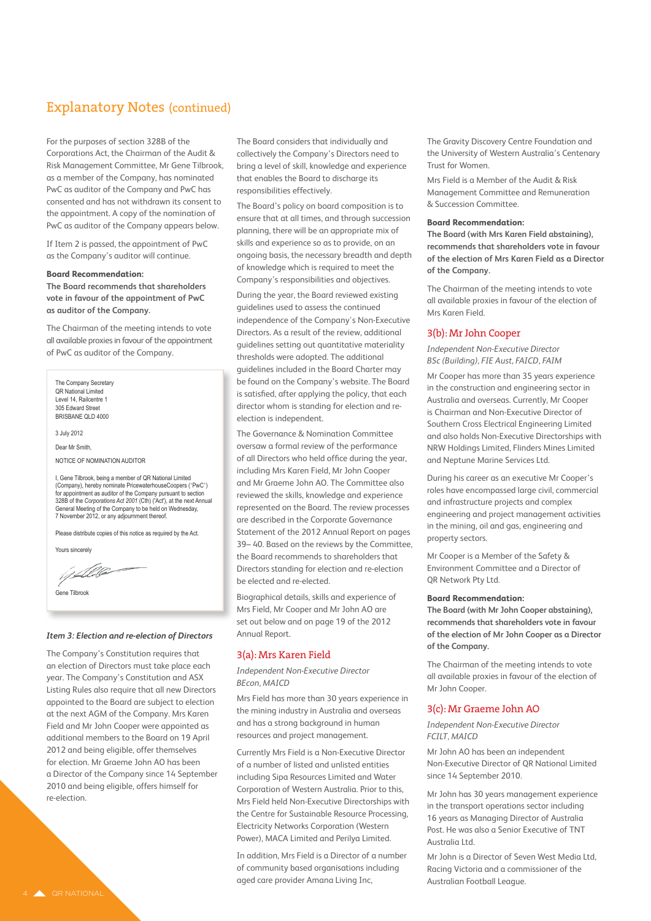## Explanatory Notes (continued)

For the purposes of section 328B of the Corporations Act, the Chairman of the Audit & Risk Management Committee, Mr Gene Tilbrook, as a member of the Company, has nominated PwC as auditor of the Company and PwC has consented and has not withdrawn its consent to the appointment. A copy of the nomination of PwC as auditor of the Company appears below.

If Item 2 is passed, the appointment of PwC as the Company's auditor will continue.

**Board Recommendation:**
**The Board recommends that shareholders vote in favour of the appointment of PwC as auditor of the Company.**

The Chairman of the meeting intends to vote all available proxies in favour of the appointment of PwC as auditor of the Company.

> The Company Secretary
> QR National Limited
> Level 14, Railcentre 1
> 305 Edward Street
> BRISBANE QLD 4000
>
> 3 July 2012
>
> Dear Mr Smith,
>
> NOTICE OF NOMINATION AUDITOR
>
> I, Gene Tilbrook, being a member of QR National Limited (Company), hereby nominate PricewaterhouseCoopers ('PwC') for appointment as auditor of the Company pursuant to section 328B of the *Corporations Act 2001* (Cth) ('Act'), at the next Annual General Meeting of the Company to be held on Wednesday, 7 November 2012, or any adjournment thereof.
>
> Please distribute copies of this notice as required by the Act.
>
> Yours sincerely
>
> Gene Tilbrook

***Item 3: Election and re-election of Directors***

The Company's Constitution requires that an election of Directors must take place each year. The Company's Constitution and ASX Listing Rules also require that all new Directors appointed to the Board are subject to election at the next AGM of the Company. Mrs Karen Field and Mr John Cooper were appointed as additional members to the Board on 19 April 2012 and being eligible, offer themselves for election. Mr Graeme John AO has been a Director of the Company since 14 September 2010 and being eligible, offers himself for re-election.

The Board considers that individually and collectively the Company's Directors need to bring a level of skill, knowledge and experience that enables the Board to discharge its responsibilities effectively.

The Board's policy on board composition is to ensure that at all times, and through succession planning, there will be an appropriate mix of skills and experience so as to provide, on an ongoing basis, the necessary breadth and depth of knowledge which is required to meet the Company's responsibilities and objectives.

During the year, the Board reviewed existing guidelines used to assess the continued independence of the Company's Non-Executive Directors. As a result of the review, additional guidelines setting out quantitative materiality thresholds were adopted. The additional guidelines included in the Board Charter may be found on the Company's website. The Board is satisfied, after applying the policy, that each director whom is standing for election and re-election is independent.

The Governance & Nomination Committee oversaw a formal review of the performance of all Directors who held office during the year, including Mrs Karen Field, Mr John Cooper and Mr Graeme John AO. The Committee also reviewed the skills, knowledge and experience represented on the Board. The review processes are described in the Corporate Governance Statement of the 2012 Annual Report on pages 39– 40. Based on the reviews by the Committee, the Board recommends to shareholders that Directors standing for election and re-election be elected and re-elected.

Biographical details, skills and experience of Mrs Field, Mr Cooper and Mr John AO are set out below and on page 19 of the 2012 Annual Report.

### 3(a): Mrs Karen Field

*Independent Non-Executive Director*
*BEcon, MAICD*

Mrs Field has more than 30 years experience in the mining industry in Australia and overseas and has a strong background in human resources and project management.

Currently Mrs Field is a Non-Executive Director of a number of listed and unlisted entities including Sipa Resources Limited and Water Corporation of Western Australia. Prior to this, Mrs Field held Non-Executive Directorships with the Centre for Sustainable Resource Processing, Electricity Networks Corporation (Western Power), MACA Limited and Perilya Limited.

In addition, Mrs Field is a Director of a number of community based organisations including aged care provider Amana Living Inc, The Gravity Discovery Centre Foundation and the University of Western Australia's Centenary Trust for Women.

Mrs Field is a Member of the Audit & Risk Management Committee and Remuneration & Succession Committee.

**Board Recommendation:**
**The Board (with Mrs Karen Field abstaining), recommends that shareholders vote in favour of the election of Mrs Karen Field as a Director of the Company.**

The Chairman of the meeting intends to vote all available proxies in favour of the election of Mrs Karen Field.

### 3(b): Mr John Cooper

*Independent Non-Executive Director*
*BSc (Building), FIE Aust, FAICD, FAIM*

Mr Cooper has more than 35 years experience in the construction and engineering sector in Australia and overseas. Currently, Mr Cooper is Chairman and Non-Executive Director of Southern Cross Electrical Engineering Limited and also holds Non-Executive Directorships with NRW Holdings Limited, Flinders Mines Limited and Neptune Marine Services Ltd.

During his career as an executive Mr Cooper's roles have encompassed large civil, commercial and infrastructure projects and complex engineering and project management activities in the mining, oil and gas, engineering and property sectors.

Mr Cooper is a Member of the Safety & Environment Committee and a Director of QR Network Pty Ltd.

**Board Recommendation:**
**The Board (with Mr John Cooper abstaining), recommends that shareholders vote in favour of the election of Mr John Cooper as a Director of the Company.**

The Chairman of the meeting intends to vote all available proxies in favour of the election of Mr John Cooper.

### 3(c): Mr Graeme John AO

*Independent Non-Executive Director*
*FCILT, MAICD*

Mr John AO has been an independent Non-Executive Director of QR National Limited since 14 September 2010.

Mr John has 30 years management experience in the transport operations sector including 16 years as Managing Director of Australia Post. He was also a Senior Executive of TNT Australia Ltd.

Mr John is a Director of Seven West Media Ltd, Racing Victoria and a commissioner of the Australian Football League.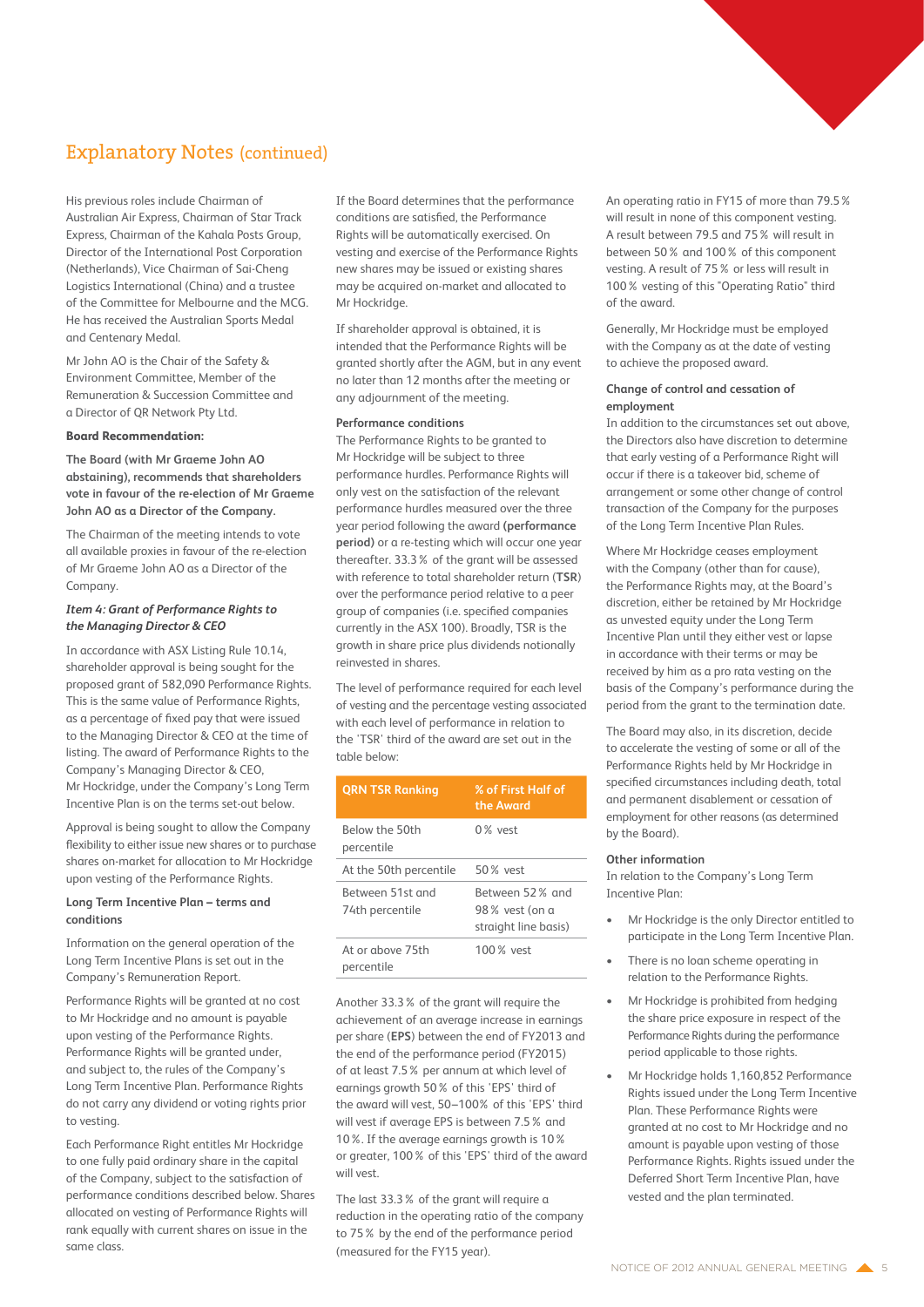## Explanatory Notes (continued)

His previous roles include Chairman of Australian Air Express, Chairman of Star Track Express, Chairman of the Kahala Posts Group, Director of the International Post Corporation (Netherlands), Vice Chairman of Sai-Cheng Logistics International (China) and a trustee of the Committee for Melbourne and the MCG. He has received the Australian Sports Medal and Centenary Medal.

Mr John AO is the Chair of the Safety & Environment Committee, Member of the Remuneration & Succession Committee and a Director of QR Network Pty Ltd.

**Board Recommendation:**

**The Board (with Mr Graeme John AO abstaining), recommends that shareholders vote in favour of the re-election of Mr Graeme John AO as a Director of the Company.**

The Chairman of the meeting intends to vote all available proxies in favour of the re-election of Mr Graeme John AO as a Director of the Company.

### *Item 4: Grant of Performance Rights to the Managing Director & CEO*

In accordance with ASX Listing Rule 10.14, shareholder approval is being sought for the proposed grant of 582,090 Performance Rights. This is the same value of Performance Rights, as a percentage of fixed pay that were issued to the Managing Director & CEO at the time of listing. The award of Performance Rights to the Company's Managing Director & CEO, Mr Hockridge, under the Company's Long Term Incentive Plan is on the terms set-out below.

Approval is being sought to allow the Company flexibility to either issue new shares or to purchase shares on-market for allocation to Mr Hockridge upon vesting of the Performance Rights.

**Long Term Incentive Plan – terms and conditions**

Information on the general operation of the Long Term Incentive Plans is set out in the Company's Remuneration Report.

Performance Rights will be granted at no cost to Mr Hockridge and no amount is payable upon vesting of the Performance Rights. Performance Rights will be granted under, and subject to, the rules of the Company's Long Term Incentive Plan. Performance Rights do not carry any dividend or voting rights prior to vesting.

Each Performance Right entitles Mr Hockridge to one fully paid ordinary share in the capital of the Company, subject to the satisfaction of performance conditions described below. Shares allocated on vesting of Performance Rights will rank equally with current shares on issue in the same class.

If the Board determines that the performance conditions are satisfied, the Performance Rights will be automatically exercised. On vesting and exercise of the Performance Rights new shares may be issued or existing shares may be acquired on-market and allocated to Mr Hockridge.

If shareholder approval is obtained, it is intended that the Performance Rights will be granted shortly after the AGM, but in any event no later than 12 months after the meeting or any adjournment of the meeting.

**Performance conditions**

The Performance Rights to be granted to Mr Hockridge will be subject to three performance hurdles. Performance Rights will only vest on the satisfaction of the relevant performance hurdles measured over the three year period following the award **(performance period)** or a re-testing which will occur one year thereafter. 33.3 % of the grant will be assessed with reference to total shareholder return (**TSR**) over the performance period relative to a peer group of companies (i.e. specified companies currently in the ASX 100). Broadly, TSR is the growth in share price plus dividends notionally reinvested in shares.

The level of performance required for each level of vesting and the percentage vesting associated with each level of performance in relation to the 'TSR' third of the award are set out in the table below:

| QRN TSR Ranking | % of First Half of the Award |
|---|---|
| Below the 50th percentile | 0 % vest |
| At the 50th percentile | 50 % vest |
| Between 51st and 74th percentile | Between 52 % and 98 % vest (on a straight line basis) |
| At or above 75th percentile | 100 % vest |

Another 33.3 % of the grant will require the achievement of an average increase in earnings per share (**EPS**) between the end of FY2013 and the end of the performance period (FY2015) of at least 7.5 % per annum at which level of earnings growth 50 % of this 'EPS' third of the award will vest, 50–100% of this 'EPS' third will vest if average EPS is between 7.5 % and 10 %. If the average earnings growth is 10 % or greater, 100 % of this 'EPS' third of the award will vest.

The last 33.3 % of the grant will require a reduction in the operating ratio of the company to 75 % by the end of the performance period (measured for the FY15 year).

An operating ratio in FY15 of more than 79.5 % will result in none of this component vesting. A result between 79.5 and 75 % will result in between 50 % and 100 % of this component vesting. A result of 75 % or less will result in 100 % vesting of this "Operating Ratio" third of the award.

Generally, Mr Hockridge must be employed with the Company as at the date of vesting to achieve the proposed award.

**Change of control and cessation of employment**

In addition to the circumstances set out above, the Directors also have discretion to determine that early vesting of a Performance Right will occur if there is a takeover bid, scheme of arrangement or some other change of control transaction of the Company for the purposes of the Long Term Incentive Plan Rules.

Where Mr Hockridge ceases employment with the Company (other than for cause), the Performance Rights may, at the Board's discretion, either be retained by Mr Hockridge as unvested equity under the Long Term Incentive Plan until they either vest or lapse in accordance with their terms or may be received by him as a pro rata vesting on the basis of the Company's performance during the period from the grant to the termination date.

The Board may also, in its discretion, decide to accelerate the vesting of some or all of the Performance Rights held by Mr Hockridge in specified circumstances including death, total and permanent disablement or cessation of employment for other reasons (as determined by the Board).

**Other information**

In relation to the Company's Long Term Incentive Plan:

- Mr Hockridge is the only Director entitled to participate in the Long Term Incentive Plan.
- There is no loan scheme operating in relation to the Performance Rights.
- Mr Hockridge is prohibited from hedging the share price exposure in respect of the Performance Rights during the performance period applicable to those rights.
- Mr Hockridge holds 1,160,852 Performance Rights issued under the Long Term Incentive Plan. These Performance Rights were granted at no cost to Mr Hockridge and no amount is payable upon vesting of those Performance Rights. Rights issued under the Deferred Short Term Incentive Plan, have vested and the plan terminated.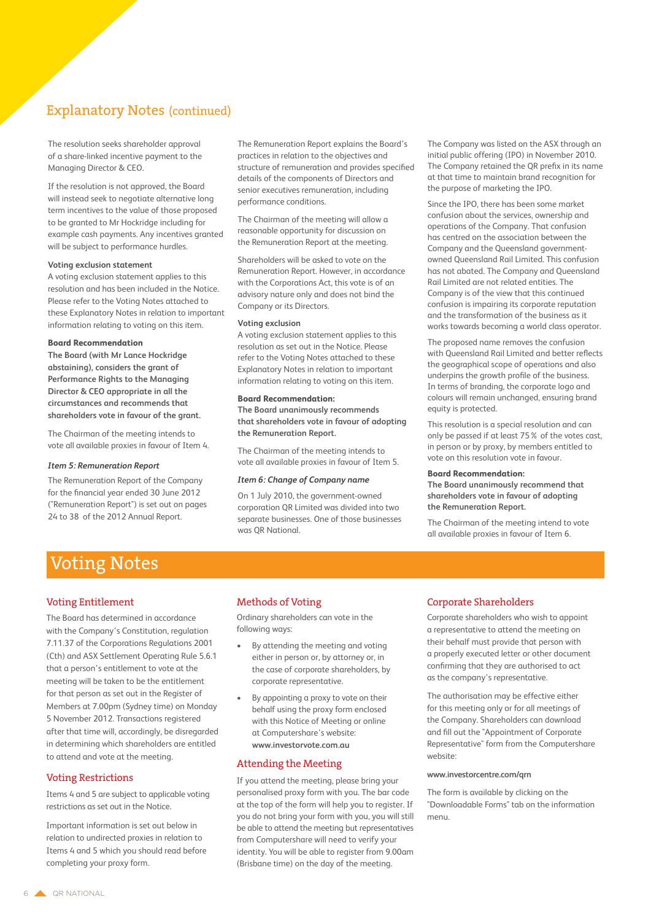## Explanatory Notes (continued)

The resolution seeks shareholder approval of a share-linked incentive payment to the Managing Director & CEO.

If the resolution is not approved, the Board will instead seek to negotiate alternative long term incentives to the value of those proposed to be granted to Mr Hockridge including for example cash payments. Any incentives granted will be subject to performance hurdles.

**Voting exclusion statement**

A voting exclusion statement applies to this resolution and has been included in the Notice. Please refer to the Voting Notes attached to these Explanatory Notes in relation to important information relating to voting on this item.

**Board Recommendation**

**The Board (with Mr Lance Hockridge abstaining), considers the grant of Performance Rights to the Managing Director & CEO appropriate in all the circumstances and recommends that shareholders vote in favour of the grant.**

The Chairman of the meeting intends to vote all available proxies in favour of Item 4.

***Item 5: Remuneration Report***

The Remuneration Report of the Company for the financial year ended 30 June 2012 ("Remuneration Report") is set out on pages 24 to 38 of the 2012 Annual Report.

The Remuneration Report explains the Board's practices in relation to the objectives and structure of remuneration and provides specified details of the components of Directors and senior executives remuneration, including performance conditions.

The Chairman of the meeting will allow a reasonable opportunity for discussion on the Remuneration Report at the meeting.

Shareholders will be asked to vote on the Remuneration Report. However, in accordance with the Corporations Act, this vote is of an advisory nature only and does not bind the Company or its Directors.

**Voting exclusion**

A voting exclusion statement applies to this resolution as set out in the Notice. Please refer to the Voting Notes attached to these Explanatory Notes in relation to important information relating to voting on this item.

**Board Recommendation:**

**The Board unanimously recommends that shareholders vote in favour of adopting the Remuneration Report.**

The Chairman of the meeting intends to vote all available proxies in favour of Item 5.

***Item 6: Change of Company name***

On 1 July 2010, the government-owned corporation QR Limited was divided into two separate businesses. One of those businesses was QR National.

The Company was listed on the ASX through an initial public offering (IPO) in November 2010. The Company retained the QR prefix in its name at that time to maintain brand recognition for the purpose of marketing the IPO.

Since the IPO, there has been some market confusion about the services, ownership and operations of the Company. That confusion has centred on the association between the Company and the Queensland government-owned Queensland Rail Limited. This confusion has not abated. The Company and Queensland Rail Limited are not related entities. The Company is of the view that this continued confusion is impairing its corporate reputation and the transformation of the business as it works towards becoming a world class operator.

The proposed name removes the confusion with Queensland Rail Limited and better reflects the geographical scope of operations and also underpins the growth profile of the business. In terms of branding, the corporate logo and colours will remain unchanged, ensuring brand equity is protected.

This resolution is a special resolution and can only be passed if at least 75% of the votes cast, in person or by proxy, by members entitled to vote on this resolution vote in favour.

**Board Recommendation:**

**The Board unanimously recommend that shareholders vote in favour of adopting the Remuneration Report.**

The Chairman of the meeting intend to vote all available proxies in favour of Item 6.

# Voting Notes

### Voting Entitlement

The Board has determined in accordance with the Company's Constitution, regulation 7.11.37 of the Corporations Regulations 2001 (Cth) and ASX Settlement Operating Rule 5.6.1 that a person's entitlement to vote at the meeting will be taken to be the entitlement for that person as set out in the Register of Members at 7.00pm (Sydney time) on Monday 5 November 2012. Transactions registered after that time will, accordingly, be disregarded in determining which shareholders are entitled to attend and vote at the meeting.

### Voting Restrictions

Items 4 and 5 are subject to applicable voting restrictions as set out in the Notice.

Important information is set out below in relation to undirected proxies in relation to Items 4 and 5 which you should read before completing your proxy form.

### Methods of Voting

Ordinary shareholders can vote in the following ways:

- By attending the meeting and voting either in person or, by attorney or, in the case of corporate shareholders, by corporate representative.
- By appointing a proxy to vote on their behalf using the proxy form enclosed with this Notice of Meeting or online at Computershare's website: **www.investorvote.com.au**

### Attending the Meeting

If you attend the meeting, please bring your personalised proxy form with you. The bar code at the top of the form will help you to register. If you do not bring your form with you, you will still be able to attend the meeting but representatives from Computershare will need to verify your identity. You will be able to register from 9.00am (Brisbane time) on the day of the meeting.

### Corporate Shareholders

Corporate shareholders who wish to appoint a representative to attend the meeting on their behalf must provide that person with a properly executed letter or other document confirming that they are authorised to act as the company's representative.

The authorisation may be effective either for this meeting only or for all meetings of the Company. Shareholders can download and fill out the "Appointment of Corporate Representative" form from the Computershare website:

**www.investorcentre.com/qrn**

The form is available by clicking on the "Downloadable Forms" tab on the information menu.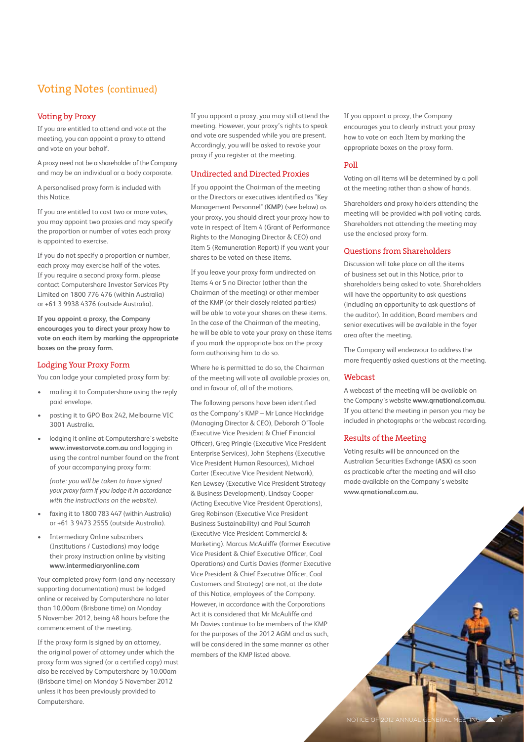# Voting Notes (continued)

## Voting by Proxy

If you are entitled to attend and vote at the meeting, you can appoint a proxy to attend and vote on your behalf.

A proxy need not be a shareholder of the Company and may be an individual or a body corporate.

A personalised proxy form is included with this Notice.

If you are entitled to cast two or more votes, you may appoint two proxies and may specify the proportion or number of votes each proxy is appointed to exercise.

If you do not specify a proportion or number, each proxy may exercise half of the votes. If you require a second proxy form, please contact Computershare Investor Services Pty Limited on 1800 776 476 (within Australia) or +61 3 9938 4376 (outside Australia).

**If you appoint a proxy, the Company encourages you to direct your proxy how to vote on each item by marking the appropriate boxes on the proxy form.**

## Lodging Your Proxy Form

You can lodge your completed proxy form by:

- mailing it to Computershare using the reply paid envelope.
- posting it to GPO Box 242, Melbourne VIC 3001 Australia.
- lodging it online at Computershare's website **www.investorvote.com.au** and logging in using the control number found on the front of your accompanying proxy form:

  *(note: you will be taken to have signed your proxy form if you lodge it in accordance with the instructions on the website).*
- faxing it to 1800 783 447 (within Australia) or +61 3 9473 2555 (outside Australia).
- Intermediary Online subscribers (Institutions / Custodians) may lodge their proxy instruction online by visiting **www.intermediaryonline.com**

Your completed proxy form (and any necessary supporting documentation) must be lodged online or received by Computershare no later than 10.00am (Brisbane time) on Monday 5 November 2012, being 48 hours before the commencement of the meeting.

If the proxy form is signed by an attorney, the original power of attorney under which the proxy form was signed (or a certified copy) must also be received by Computershare by 10.00am (Brisbane time) on Monday 5 November 2012 unless it has been previously provided to Computershare.

If you appoint a proxy, you may still attend the meeting. However, your proxy's rights to speak and vote are suspended while you are present. Accordingly, you will be asked to revoke your proxy if you register at the meeting.

## Undirected and Directed Proxies

If you appoint the Chairman of the meeting or the Directors or executives identified as "Key Management Personnel" (**KMP**) (see below) as your proxy, you should direct your proxy how to vote in respect of Item 4 (Grant of Performance Rights to the Managing Director & CEO) and Item 5 (Remuneration Report) if you want your shares to be voted on these Items.

If you leave your proxy form undirected on Items 4 or 5 no Director (other than the Chairman of the meeting) or other member of the KMP (or their closely related parties) will be able to vote your shares on these items. In the case of the Chairman of the meeting, he will be able to vote your proxy on these items if you mark the appropriate box on the proxy form authorising him to do so.

Where he is permitted to do so, the Chairman of the meeting will vote all available proxies on, and in favour of, all of the motions.

The following persons have been identified as the Company's KMP – Mr Lance Hockridge (Managing Director & CEO), Deborah O'Toole (Executive Vice President & Chief Financial Officer), Greg Pringle (Executive Vice President Enterprise Services), John Stephens (Executive Vice President Human Resources), Michael Carter (Executive Vice President Network), Ken Lewsey (Executive Vice President Strategy & Business Development), Lindsay Cooper (Acting Executive Vice President Operations), Greg Robinson (Executive Vice President Business Sustainability) and Paul Scurrah (Executive Vice President Commercial & Marketing). Marcus McAuliffe (former Executive Vice President & Chief Executive Officer, Coal Operations) and Curtis Davies (former Executive Vice President & Chief Executive Officer, Coal Customers and Strategy) are not, at the date of this Notice, employees of the Company. However, in accordance with the Corporations Act it is considered that Mr McAuliffe and Mr Davies continue to be members of the KMP for the purposes of the 2012 AGM and as such, will be considered in the same manner as other members of the KMP listed above.

If you appoint a proxy, the Company encourages you to clearly instruct your proxy how to vote on each Item by marking the appropriate boxes on the proxy form.

## Poll

Voting on all items will be determined by a poll at the meeting rather than a show of hands.

Shareholders and proxy holders attending the meeting will be provided with poll voting cards. Shareholders not attending the meeting may use the enclosed proxy form.

## Questions from Shareholders

Discussion will take place on all the items of business set out in this Notice, prior to shareholders being asked to vote. Shareholders will have the opportunity to ask questions (including an opportunity to ask questions of the auditor). In addition, Board members and senior executives will be available in the foyer area after the meeting.

The Company will endeavour to address the more frequently asked questions at the meeting.

## Webcast

A webcast of the meeting will be available on the Company's website **www.qrnational.com.au**. If you attend the meeting in person you may be included in photographs or the webcast recording.

## Results of the Meeting

Voting results will be announced on the Australian Securities Exchange (**ASX**) as soon as practicable after the meeting and will also made available on the Company's website **www.qrnational.com.au.**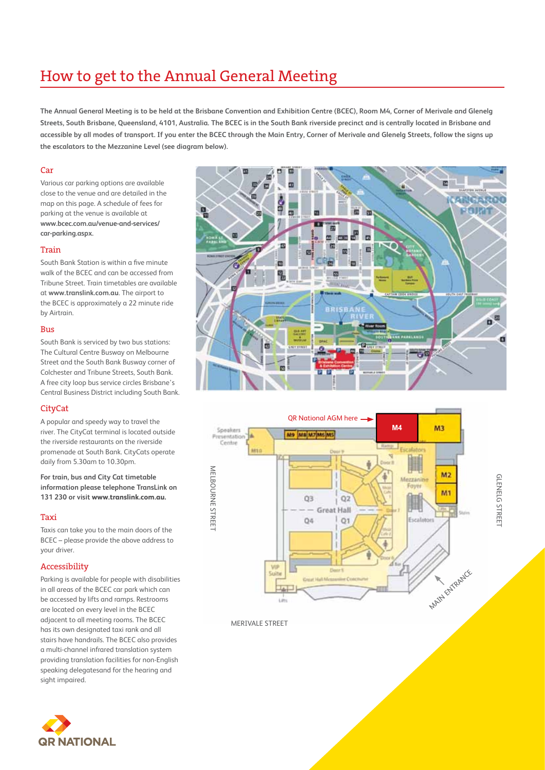# How to get to the Annual General Meeting

**The Annual General Meeting is to be held at the Brisbane Convention and Exhibition Centre (BCEC), Room M4, Corner of Merivale and Glenelg Streets, South Brisbane, Queensland, 4101, Australia. The BCEC is in the South Bank riverside precinct and is centrally located in Brisbane and accessible by all modes of transport. If you enter the BCEC through the Main Entry, Corner of Merivale and Glenelg Streets, follow the signs up the escalators to the Mezzanine Level (see diagram below).**

## Car

Various car parking options are available close to the venue and are detailed in the map on this page. A schedule of fees for parking at the venue is available at **www.bcec.com.au/venue-and-services/car-parking.aspx.**

## Train

South Bank Station is within a five minute walk of the BCEC and can be accessed from Tribune Street. Train timetables are available at **www.translink.com.au**. The airport to the BCEC is approximately a 22 minute ride by Airtrain.

## Bus

South Bank is serviced by two bus stations: The Cultural Centre Busway on Melbourne Street and the South Bank Busway corner of Colchester and Tribune Streets, South Bank. A free city loop bus service circles Brisbane's Central Business District including South Bank.

## CityCat

A popular and speedy way to travel the river. The CityCat terminal is located outside the riverside restaurants on the riverside promenade at South Bank. CityCats operate daily from 5.30am to 10.30pm.

**For train, bus and City Cat timetable information please telephone TransLink on 131 230 or visit www.translink.com.au.**

## Taxi

Taxis can take you to the main doors of the BCEC – please provide the above address to your driver.

## Accessibility

Parking is available for people with disabilities in all areas of the BCEC car park which can be accessed by lifts and ramps. Restrooms are located on every level in the BCEC adjacent to all meeting rooms. The BCEC has its own designated taxi rank and all stairs have handrails. The BCEC also provides a multi-channel infrared translation system providing translation facilities for non-English speaking delegatesand for the hearing and sight impaired.

QR National AGM here

M4

M3

M2

M1

MELBOURNE STREET

GLENELG STREET

MAIN ENTRANCE

MERIVALE STREET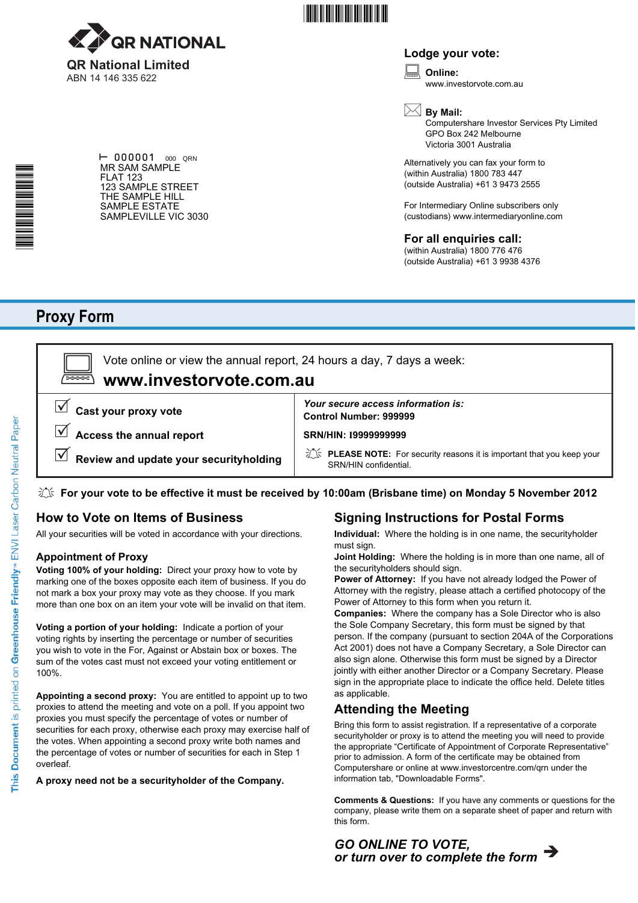**QR NATIONAL**

**QR National Limited**
ABN 14 146 335 622

000001 000 QRN
MR SAM SAMPLE
FLAT 123
123 SAMPLE STREET
THE SAMPLE HILL
SAMPLE ESTATE
SAMPLEVILLE VIC 3030

## Lodge your vote:

**Online:**
www.investorvote.com.au

**By Mail:**
Computershare Investor Services Pty Limited
GPO Box 242 Melbourne
Victoria 3001 Australia

Alternatively you can fax your form to
(within Australia) 1800 783 447
(outside Australia) +61 3 9473 2555

For Intermediary Online subscribers only
(custodians) www.intermediaryonline.com

## For all enquiries call:

(within Australia) 1800 776 476
(outside Australia) +61 3 9938 4376

# Proxy Form

Vote online or view the annual report, 24 hours a day, 7 days a week:

**www.investorvote.com.au**

- ☑ **Cast your proxy vote**
- ☑ **Access the annual report**
- ☑ **Review and update your securityholding**

***Your secure access information is:***
**Control Number: 999999**

**SRN/HIN: I9999999999**

**PLEASE NOTE:** For security reasons it is important that you keep your SRN/HIN confidential.

**For your vote to be effective it must be received by 10:00am (Brisbane time) on Monday 5 November 2012**

## How to Vote on Items of Business

All your securities will be voted in accordance with your directions.

### Appointment of Proxy

**Voting 100% of your holding:** Direct your proxy how to vote by marking one of the boxes opposite each item of business. If you do not mark a box your proxy may vote as they choose. If you mark more than one box on an item your vote will be invalid on that item.

**Voting a portion of your holding:** Indicate a portion of your voting rights by inserting the percentage or number of securities you wish to vote in the For, Against or Abstain box or boxes. The sum of the votes cast must not exceed your voting entitlement or 100%.

**Appointing a second proxy:** You are entitled to appoint up to two proxies to attend the meeting and vote on a poll. If you appoint two proxies you must specify the percentage of votes or number of securities for each proxy, otherwise each proxy may exercise half of the votes. When appointing a second proxy write both names and the percentage of votes or number of securities for each in Step 1 overleaf.

**A proxy need not be a securityholder of the Company.**

## Signing Instructions for Postal Forms

**Individual:** Where the holding is in one name, the securityholder must sign.

**Joint Holding:** Where the holding is in more than one name, all of the securityholders should sign.

**Power of Attorney:** If you have not already lodged the Power of Attorney with the registry, please attach a certified photocopy of the Power of Attorney to this form when you return it.

**Companies:** Where the company has a Sole Director who is also the Sole Company Secretary, this form must be signed by that person. If the company (pursuant to section 204A of the Corporations Act 2001) does not have a Company Secretary, a Sole Director can also sign alone. Otherwise this form must be signed by a Director jointly with either another Director or a Company Secretary. Please sign in the appropriate place to indicate the office held. Delete titles as applicable.

## Attending the Meeting

Bring this form to assist registration. If a representative of a corporate securityholder or proxy is to attend the meeting you will need to provide the appropriate "Certificate of Appointment of Corporate Representative" prior to admission. A form of the certificate may be obtained from Computershare or online at www.investorcentre.com/qrn under the information tab, "Downloadable Forms".

**Comments & Questions:** If you have any comments or questions for the company, please write them on a separate sheet of paper and return with this form.

***GO ONLINE TO VOTE,***
***or turn over to complete the form*** ➔

This Document is printed on Greenhouse Friendly™ ENVI Laser Carbon Neutral Paper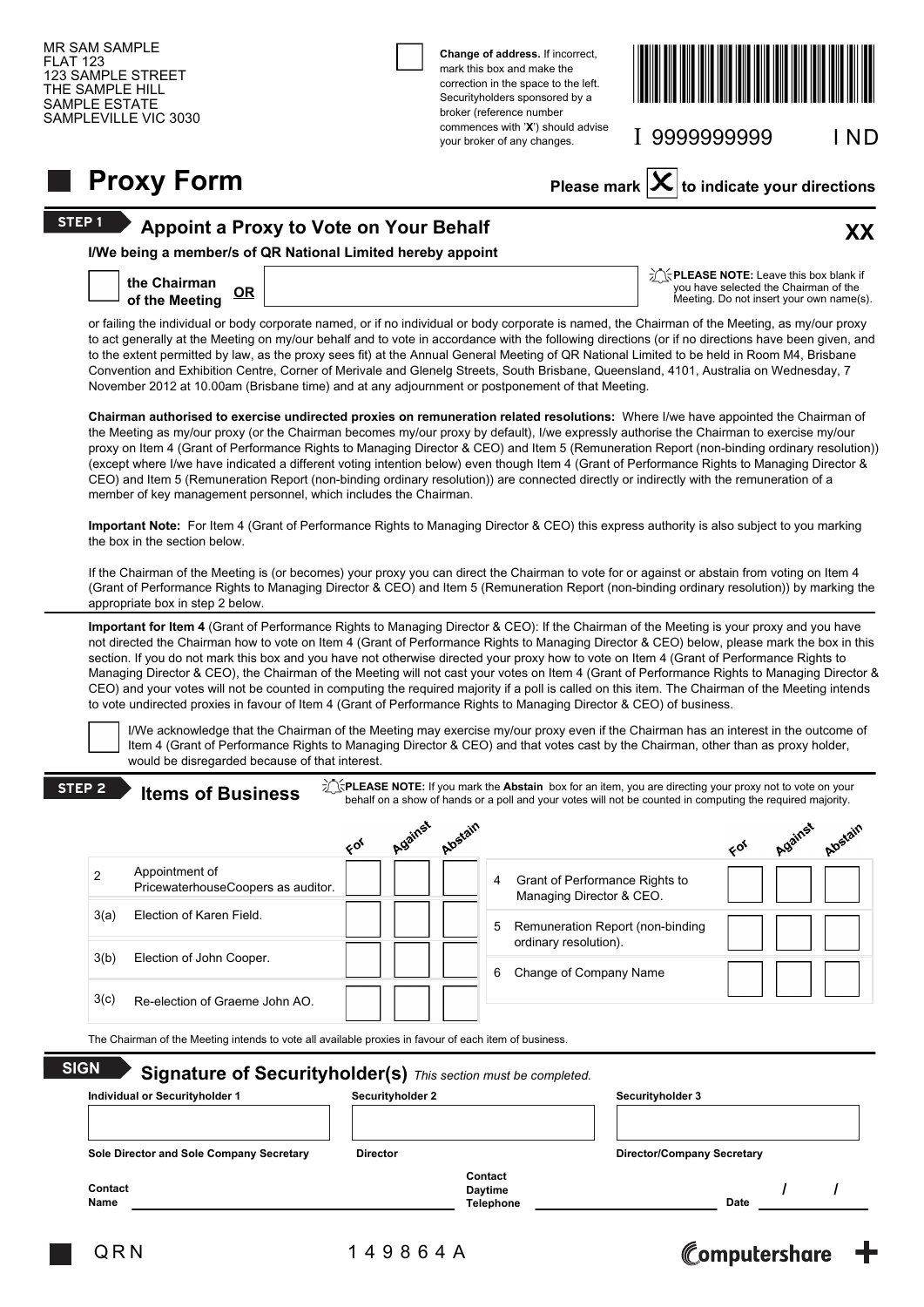MR SAM SAMPLE
FLAT 123
123 SAMPLE STREET
THE SAMPLE HILL
SAMPLE ESTATE
SAMPLEVILLE VIC 3030

☐ **Change of address.** If incorrect, mark this box and make the correction in the space to the left. Securityholders sponsored by a broker (reference number commences with '**X**') should advise your broker of any changes.

I 9999999999 IND

# Proxy Form

**Please mark ☒ to indicate your directions**

## STEP 1 Appoint a Proxy to Vote on Your Behalf

**XX**

**I/We being a member/s of QR National Limited hereby appoint**

☐ **the Chairman of the Meeting** **OR** ________________________

**PLEASE NOTE:** Leave this box blank if you have selected the Chairman of the Meeting. Do not insert your own name(s).

or failing the individual or body corporate named, or if no individual or body corporate is named, the Chairman of the Meeting, as my/our proxy to act generally at the Meeting on my/our behalf and to vote in accordance with the following directions (or if no directions have been given, and to the extent permitted by law, as the proxy sees fit) at the Annual General Meeting of QR National Limited to be held in Room M4, Brisbane Convention and Exhibition Centre, Corner of Merivale and Glenelg Streets, South Brisbane, Queensland, 4101, Australia on Wednesday, 7 November 2012 at 10.00am (Brisbane time) and at any adjournment or postponement of that Meeting.

**Chairman authorised to exercise undirected proxies on remuneration related resolutions:** Where I/we have appointed the Chairman of the Meeting as my/our proxy (or the Chairman becomes my/our proxy by default), I/we expressly authorise the Chairman to exercise my/our proxy on Item 4 (Grant of Performance Rights to Managing Director & CEO) and Item 5 (Remuneration Report (non-binding ordinary resolution)) (except where I/we have indicated a different voting intention below) even though Item 4 (Grant of Performance Rights to Managing Director & CEO) and Item 5 (Remuneration Report (non-binding ordinary resolution)) are connected directly or indirectly with the remuneration of a member of key management personnel, which includes the Chairman.

**Important Note:** For Item 4 (Grant of Performance Rights to Managing Director & CEO) this express authority is also subject to you marking the box in the section below.

If the Chairman of the Meeting is (or becomes) your proxy you can direct the Chairman to vote for or against or abstain from voting on Item 4 (Grant of Performance Rights to Managing Director & CEO) and Item 5 (Remuneration Report (non-binding ordinary resolution)) by marking the appropriate box in step 2 below.

**Important for Item 4** (Grant of Performance Rights to Managing Director & CEO): If the Chairman of the Meeting is your proxy and you have not directed the Chairman how to vote on Item 4 (Grant of Performance Rights to Managing Director & CEO) below, please mark the box in this section. If you do not mark this box and you have not otherwise directed your proxy how to vote on Item 4 (Grant of Performance Rights to Managing Director & CEO), the Chairman of the Meeting will not cast your votes on Item 4 (Grant of Performance Rights to Managing Director & CEO) and your votes will not be counted in computing the required majority if a poll is called on this item. The Chairman of the Meeting intends to vote undirected proxies in favour of Item 4 (Grant of Performance Rights to Managing Director & CEO) of business.

☐ I/We acknowledge that the Chairman of the Meeting may exercise my/our proxy even if the Chairman has an interest in the outcome of Item 4 (Grant of Performance Rights to Managing Director & CEO) and that votes cast by the Chairman, other than as proxy holder, would be disregarded because of that interest.

## STEP 2 Items of Business

**PLEASE NOTE:** If you mark the **Abstain** box for an item, you are directing your proxy not to vote on your behalf on a show of hands or a poll and your votes will not be counted in computing the required majority.

| | | For | Against | Abstain |
|---|---|---|---|---|
| 2 | Appointment of PricewaterhouseCoopers as auditor. | ☐ | ☐ | ☐ |
| 3(a) | Election of Karen Field. | ☐ | ☐ | ☐ |
| 3(b) | Election of John Cooper. | ☐ | ☐ | ☐ |
| 3(c) | Re-election of Graeme John AO. | ☐ | ☐ | ☐ |
| 4 | Grant of Performance Rights to Managing Director & CEO. | ☐ | ☐ | ☐ |
| 5 | Remuneration Report (non-binding ordinary resolution). | ☐ | ☐ | ☐ |
| 6 | Change of Company Name | ☐ | ☐ | ☐ |

The Chairman of the Meeting intends to vote all available proxies in favour of each item of business.

## SIGN Signature of Securityholder(s) *This section must be completed.*

| Individual or Securityholder 1 | Securityholder 2 | Securityholder 3 |
|---|---|---|
| | | |
| Sole Director and Sole Company Secretary | Director | Director/Company Secretary |

Contact Name ________________ Contact Daytime Telephone ________________ Date ____ / ____ / ____

QRN 149864A

computershare